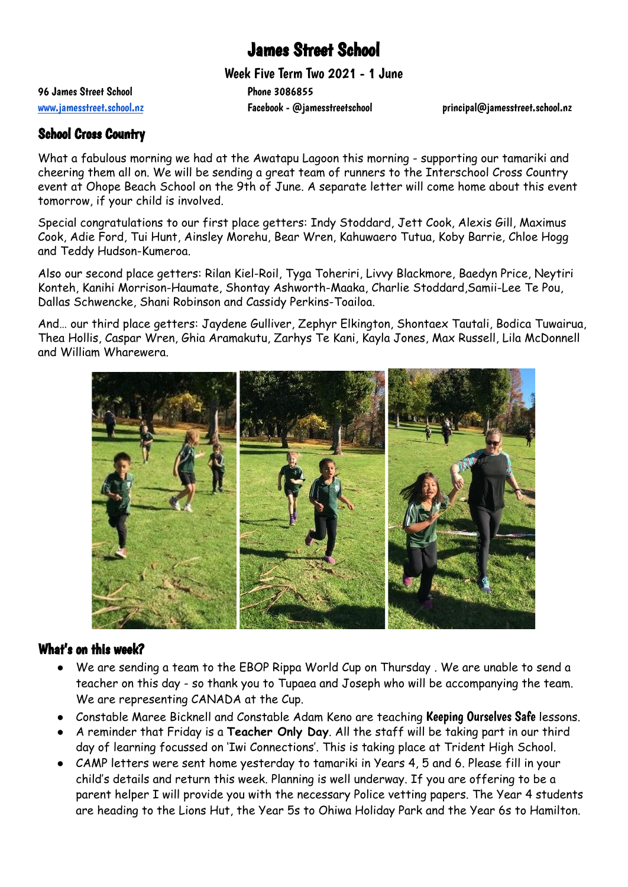# James Street School

**Week Five Term Two 2021 - 1 June**

96 James Street School | Phone 3086855
www.jamesstreet.school.nz | Facebook - @jamesstreetschool | principal@jamesstreet.school.nz

## School Cross Country

What a fabulous morning we had at the Awatapu Lagoon this morning - supporting our tamariki and cheering them all on. We will be sending a great team of runners to the Interschool Cross Country event at Ohope Beach School on the 9th of June. A separate letter will come home about this event tomorrow, if your child is involved.

Special congratulations to our first place getters: Indy Stoddard, Jett Cook, Alexis Gill, Maximus Cook, Adie Ford, Tui Hunt, Ainsley Morehu, Bear Wren, Kahuwaero Tutua, Koby Barrie, Chloe Hogg and Teddy Hudson-Kumeroa.

Also our second place getters: Rilan Kiel-Roil, Tyga Toheriri, Livvy Blackmore, Baedyn Price, Neytiri Konteh, Kanihi Morrison-Haumate, Shontay Ashworth-Maaka, Charlie Stoddard,Samii-Lee Te Pou, Dallas Schwencke, Shani Robinson and Cassidy Perkins-Toailoa.

And… our third place getters: Jaydene Gulliver, Zephyr Elkington, Shontaex Tautali, Bodica Tuwairua, Thea Hollis, Caspar Wren, Ghia Aramakutu, Zarhys Te Kani, Kayla Jones, Max Russell, Lila McDonnell and William Wharewera.

## What's on this week?

- We are sending a team to the EBOP Rippa World Cup on Thursday . We are unable to send a teacher on this day - so thank you to Tupaea and Joseph who will be accompanying the team. We are representing CANADA at the Cup.
- Constable Maree Bicknell and Constable Adam Keno are teaching **Keeping Ourselves Safe** lessons.
- A reminder that Friday is a **Teacher Only Day**. All the staff will be taking part in our third day of learning focussed on 'Iwi Connections'. This is taking place at Trident High School.
- CAMP letters were sent home yesterday to tamariki in Years 4, 5 and 6. Please fill in your child's details and return this week. Planning is well underway. If you are offering to be a parent helper I will provide you with the necessary Police vetting papers. The Year 4 students are heading to the Lions Hut, the Year 5s to Ohiwa Holiday Park and the Year 6s to Hamilton.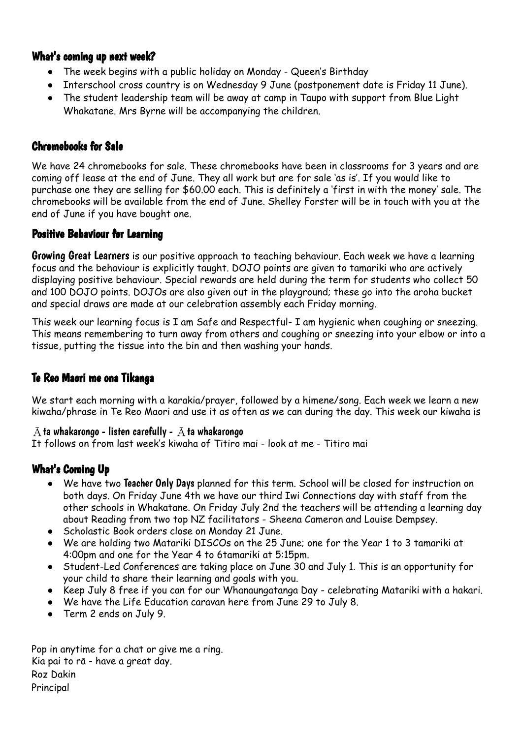## What's coming up next week?

- The week begins with a public holiday on Monday - Queen's Birthday
- Interschool cross country is on Wednesday 9 June (postponement date is Friday 11 June).
- The student leadership team will be away at camp in Taupo with support from Blue Light Whakatane. Mrs Byrne will be accompanying the children.

## Chromebooks for Sale

We have 24 chromebooks for sale. These chromebooks have been in classrooms for 3 years and are coming off lease at the end of June. They all work but are for sale 'as is'. If you would like to purchase one they are selling for $60.00 each. This is definitely a 'first in with the money' sale. The chromebooks will be available from the end of June. Shelley Forster will be in touch with you at the end of June if you have bought one.

## Positive Behaviour for Learning

**Growing Great Learners** is our positive approach to teaching behaviour. Each week we have a learning focus and the behaviour is explicitly taught. DOJO points are given to tamariki who are actively displaying positive behaviour. Special rewards are held during the term for students who collect 50 and 100 DOJO points. DOJOs are also given out in the playground; these go into the aroha bucket and special draws are made at our celebration assembly each Friday morning.

This week our learning focus is I am Safe and Respectful- I am hygienic when coughing or sneezing. This means remembering to turn away from others and coughing or sneezing into your elbow or into a tissue, putting the tissue into the bin and then washing your hands.

## Te Reo Maori me ona Tikanga

We start each morning with a karakia/prayer, followed by a himene/song. Each week we learn a new kiwaha/phrase in Te Reo Maori and use it as often as we can during the day. This week our kiwaha is

**Ā ta whakarongo - listen carefully - Ā ta whakarongo**

It follows on from last week's kiwaha of Titiro mai - look at me - Titiro mai

## What's Coming Up

- We have two **Teacher Only Days** planned for this term. School will be closed for instruction on both days. On Friday June 4th we have our third Iwi Connections day with staff from the other schools in Whakatane. On Friday July 2nd the teachers will be attending a learning day about Reading from two top NZ facilitators - Sheena Cameron and Louise Dempsey.
- Scholastic Book orders close on Monday 21 June.
- We are holding two Matariki DISCOs on the 25 June; one for the Year 1 to 3 tamariki at 4:00pm and one for the Year 4 to 6tamariki at 5:15pm.
- Student-Led Conferences are taking place on June 30 and July 1. This is an opportunity for your child to share their learning and goals with you.
- Keep July 8 free if you can for our Whanaungatanga Day - celebrating Matariki with a hakari.
- We have the Life Education caravan here from June 29 to July 8.
- Term 2 ends on July 9.

Pop in anytime for a chat or give me a ring.
Kia pai to rā - have a great day.
Roz Dakin
Principal